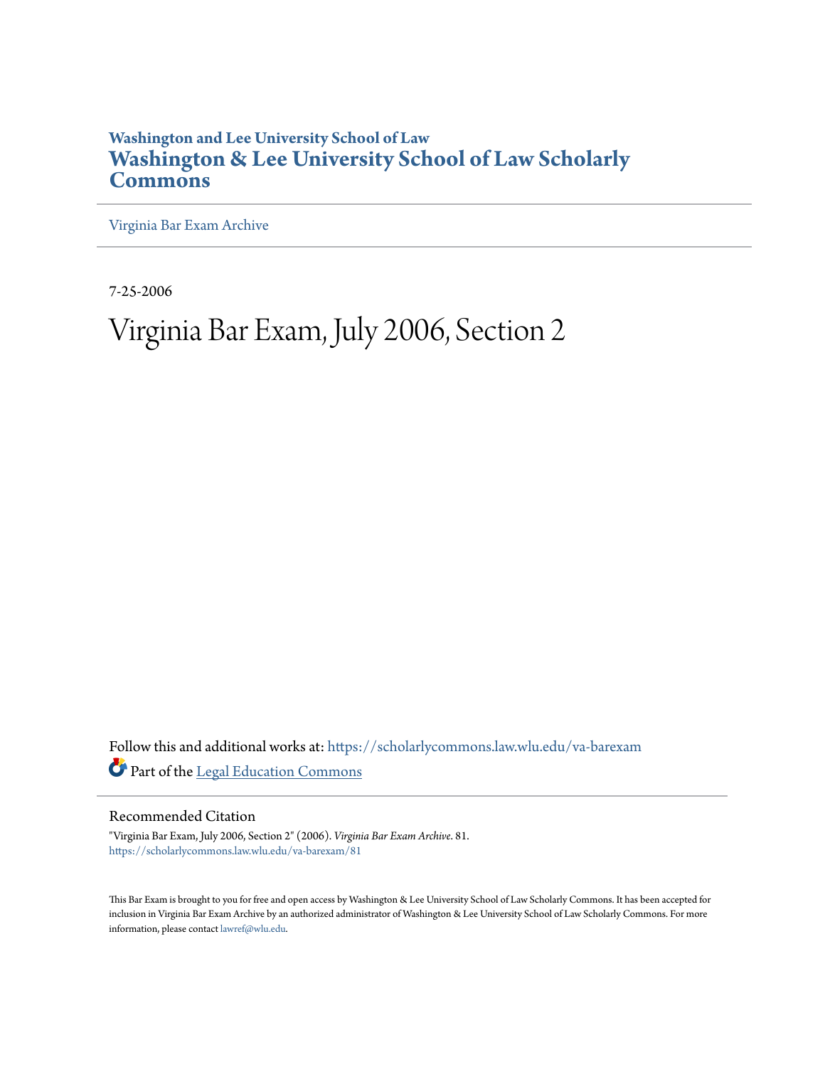Washington and Lee University School of Law

**Washington & Lee University School of Law Scholarly Commons**

Virginia Bar Exam Archive

7-25-2006

# Virginia Bar Exam, July 2006, Section 2

Follow this and additional works at: https://scholarlycommons.law.wlu.edu/va-barexam

Part of the Legal Education Commons

## Recommended Citation

"Virginia Bar Exam, July 2006, Section 2" (2006). *Virginia Bar Exam Archive*. 81.
https://scholarlycommons.law.wlu.edu/va-barexam/81

This Bar Exam is brought to you for free and open access by Washington & Lee University School of Law Scholarly Commons. It has been accepted for inclusion in Virginia Bar Exam Archive by an authorized administrator of Washington & Lee University School of Law Scholarly Commons. For more information, please contact lawref@wlu.edu.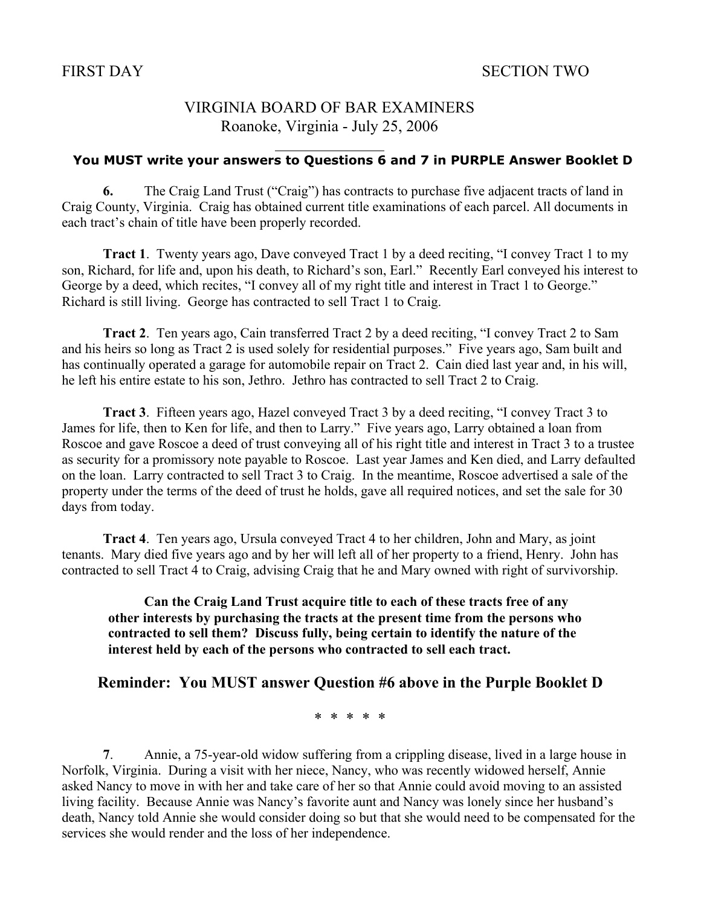FIRST DAY SECTION TWO

# VIRGINIA BOARD OF BAR EXAMINERS
## Roanoke, Virginia - July 25, 2006

**You MUST write your answers to Questions 6 and 7 in PURPLE Answer Booklet D**

**6.** The Craig Land Trust ("Craig") has contracts to purchase five adjacent tracts of land in Craig County, Virginia. Craig has obtained current title examinations of each parcel. All documents in each tract's chain of title have been properly recorded.

**Tract 1**. Twenty years ago, Dave conveyed Tract 1 by a deed reciting, "I convey Tract 1 to my son, Richard, for life and, upon his death, to Richard's son, Earl." Recently Earl conveyed his interest to George by a deed, which recites, "I convey all of my right title and interest in Tract 1 to George." Richard is still living. George has contracted to sell Tract 1 to Craig.

**Tract 2**. Ten years ago, Cain transferred Tract 2 by a deed reciting, "I convey Tract 2 to Sam and his heirs so long as Tract 2 is used solely for residential purposes." Five years ago, Sam built and has continually operated a garage for automobile repair on Tract 2. Cain died last year and, in his will, he left his entire estate to his son, Jethro. Jethro has contracted to sell Tract 2 to Craig.

**Tract 3**. Fifteen years ago, Hazel conveyed Tract 3 by a deed reciting, "I convey Tract 3 to James for life, then to Ken for life, and then to Larry." Five years ago, Larry obtained a loan from Roscoe and gave Roscoe a deed of trust conveying all of his right title and interest in Tract 3 to a trustee as security for a promissory note payable to Roscoe. Last year James and Ken died, and Larry defaulted on the loan. Larry contracted to sell Tract 3 to Craig. In the meantime, Roscoe advertised a sale of the property under the terms of the deed of trust he holds, gave all required notices, and set the sale for 30 days from today.

**Tract 4**. Ten years ago, Ursula conveyed Tract 4 to her children, John and Mary, as joint tenants. Mary died five years ago and by her will left all of her property to a friend, Henry. John has contracted to sell Tract 4 to Craig, advising Craig that he and Mary owned with right of survivorship.

> **Can the Craig Land Trust acquire title to each of these tracts free of any other interests by purchasing the tracts at the present time from the persons who contracted to sell them? Discuss fully, being certain to identify the nature of the interest held by each of the persons who contracted to sell each tract.**

**Reminder: You MUST answer Question #6 above in the Purple Booklet D**

\* \* \* \* \*

**7**. Annie, a 75-year-old widow suffering from a crippling disease, lived in a large house in Norfolk, Virginia. During a visit with her niece, Nancy, who was recently widowed herself, Annie asked Nancy to move in with her and take care of her so that Annie could avoid moving to an assisted living facility. Because Annie was Nancy's favorite aunt and Nancy was lonely since her husband's death, Nancy told Annie she would consider doing so but that she would need to be compensated for the services she would render and the loss of her independence.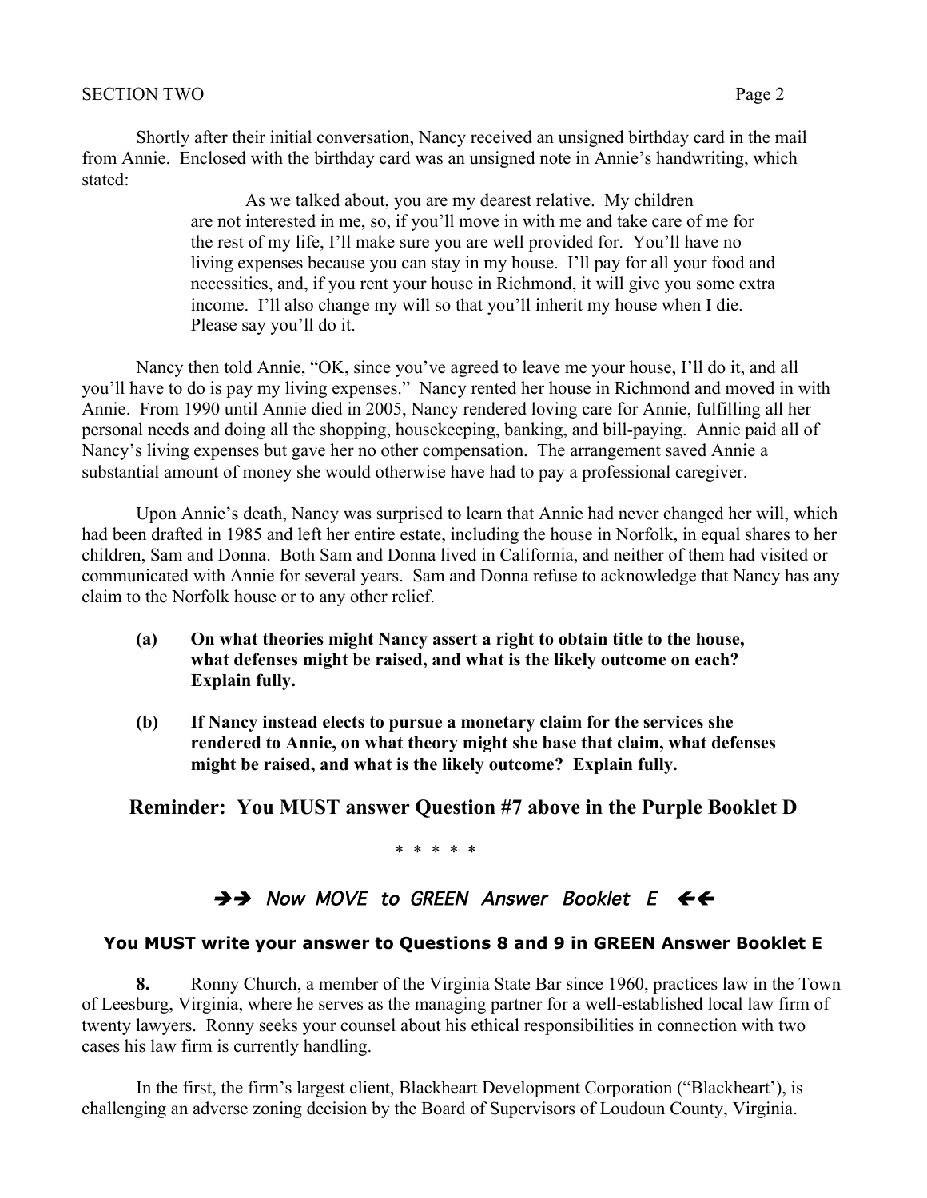Shortly after their initial conversation, Nancy received an unsigned birthday card in the mail from Annie. Enclosed with the birthday card was an unsigned note in Annie's handwriting, which stated:

> As we talked about, you are my dearest relative. My children are not interested in me, so, if you'll move in with me and take care of me for the rest of my life, I'll make sure you are well provided for. You'll have no living expenses because you can stay in my house. I'll pay for all your food and necessities, and, if you rent your house in Richmond, it will give you some extra income. I'll also change my will so that you'll inherit my house when I die. Please say you'll do it.

Nancy then told Annie, "OK, since you've agreed to leave me your house, I'll do it, and all you'll have to do is pay my living expenses." Nancy rented her house in Richmond and moved in with Annie. From 1990 until Annie died in 2005, Nancy rendered loving care for Annie, fulfilling all her personal needs and doing all the shopping, housekeeping, banking, and bill-paying. Annie paid all of Nancy's living expenses but gave her no other compensation. The arrangement saved Annie a substantial amount of money she would otherwise have had to pay a professional caregiver.

Upon Annie's death, Nancy was surprised to learn that Annie had never changed her will, which had been drafted in 1985 and left her entire estate, including the house in Norfolk, in equal shares to her children, Sam and Donna. Both Sam and Donna lived in California, and neither of them had visited or communicated with Annie for several years. Sam and Donna refuse to acknowledge that Nancy has any claim to the Norfolk house or to any other relief.

**(a) On what theories might Nancy assert a right to obtain title to the house, what defenses might be raised, and what is the likely outcome on each? Explain fully.**

**(b) If Nancy instead elects to pursue a monetary claim for the services she rendered to Annie, on what theory might she base that claim, what defenses might be raised, and what is the likely outcome? Explain fully.**

## Reminder: You MUST answer Question #7 above in the Purple Booklet D

\* \* \* \* \*

## ➔➔ *Now MOVE to GREEN Answer Booklet E* ➔➔

**You MUST write your answer to Questions 8 and 9 in GREEN Answer Booklet E**

**8.** Ronny Church, a member of the Virginia State Bar since 1960, practices law in the Town of Leesburg, Virginia, where he serves as the managing partner for a well-established local law firm of twenty lawyers. Ronny seeks your counsel about his ethical responsibilities in connection with two cases his law firm is currently handling.

In the first, the firm's largest client, Blackheart Development Corporation ("Blackheart'), is challenging an adverse zoning decision by the Board of Supervisors of Loudoun County, Virginia.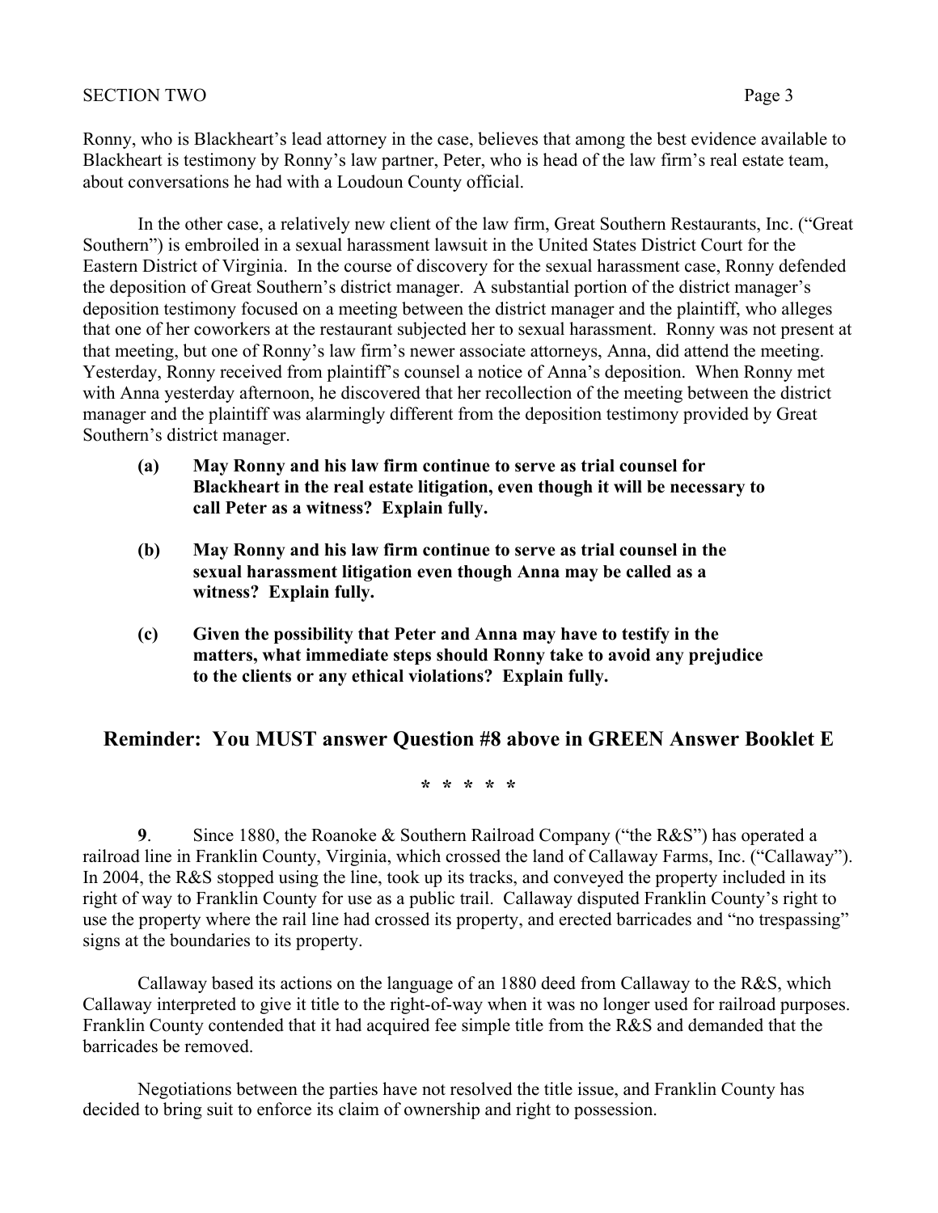Ronny, who is Blackheart's lead attorney in the case, believes that among the best evidence available to Blackheart is testimony by Ronny's law partner, Peter, who is head of the law firm's real estate team, about conversations he had with a Loudoun County official.

In the other case, a relatively new client of the law firm, Great Southern Restaurants, Inc. ("Great Southern") is embroiled in a sexual harassment lawsuit in the United States District Court for the Eastern District of Virginia. In the course of discovery for the sexual harassment case, Ronny defended the deposition of Great Southern's district manager. A substantial portion of the district manager's deposition testimony focused on a meeting between the district manager and the plaintiff, who alleges that one of her coworkers at the restaurant subjected her to sexual harassment. Ronny was not present at that meeting, but one of Ronny's law firm's newer associate attorneys, Anna, did attend the meeting. Yesterday, Ronny received from plaintiff's counsel a notice of Anna's deposition. When Ronny met with Anna yesterday afternoon, he discovered that her recollection of the meeting between the district manager and the plaintiff was alarmingly different from the deposition testimony provided by Great Southern's district manager.

**(a) May Ronny and his law firm continue to serve as trial counsel for Blackheart in the real estate litigation, even though it will be necessary to call Peter as a witness? Explain fully.**

**(b) May Ronny and his law firm continue to serve as trial counsel in the sexual harassment litigation even though Anna may be called as a witness? Explain fully.**

**(c) Given the possibility that Peter and Anna may have to testify in the matters, what immediate steps should Ronny take to avoid any prejudice to the clients or any ethical violations? Explain fully.**

## Reminder: You MUST answer Question #8 above in GREEN Answer Booklet E

\* \* \* \* \*

**9**. Since 1880, the Roanoke & Southern Railroad Company ("the R&S") has operated a railroad line in Franklin County, Virginia, which crossed the land of Callaway Farms, Inc. ("Callaway"). In 2004, the R&S stopped using the line, took up its tracks, and conveyed the property included in its right of way to Franklin County for use as a public trail. Callaway disputed Franklin County's right to use the property where the rail line had crossed its property, and erected barricades and "no trespassing" signs at the boundaries to its property.

Callaway based its actions on the language of an 1880 deed from Callaway to the R&S, which Callaway interpreted to give it title to the right-of-way when it was no longer used for railroad purposes. Franklin County contended that it had acquired fee simple title from the R&S and demanded that the barricades be removed.

Negotiations between the parties have not resolved the title issue, and Franklin County has decided to bring suit to enforce its claim of ownership and right to possession.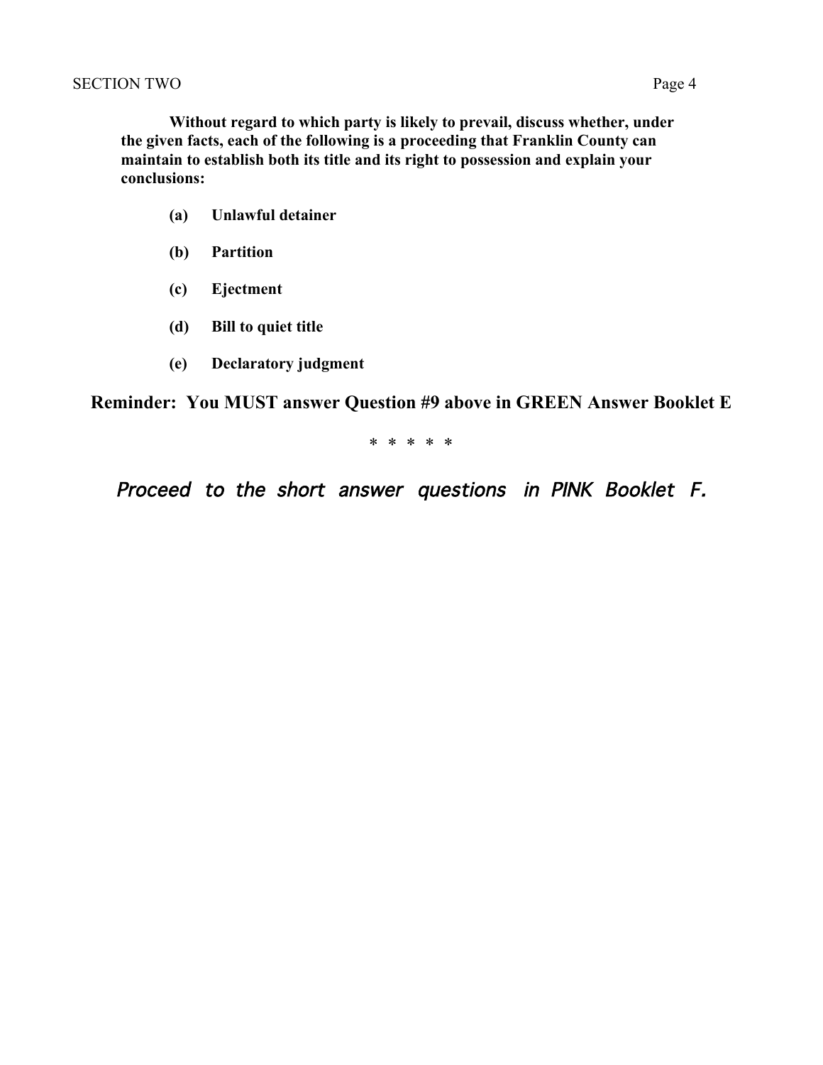**Without regard to which party is likely to prevail, discuss whether, under the given facts, each of the following is a proceeding that Franklin County can maintain to establish both its title and its right to possession and explain your conclusions:**

**(a) Unlawful detainer**

**(b) Partition**

**(c) Ejectment**

**(d) Bill to quiet title**

**(e) Declaratory judgment**

**Reminder: You MUST answer Question #9 above in GREEN Answer Booklet E**

* * * * *

*Proceed to the short answer questions in PINK Booklet F.*